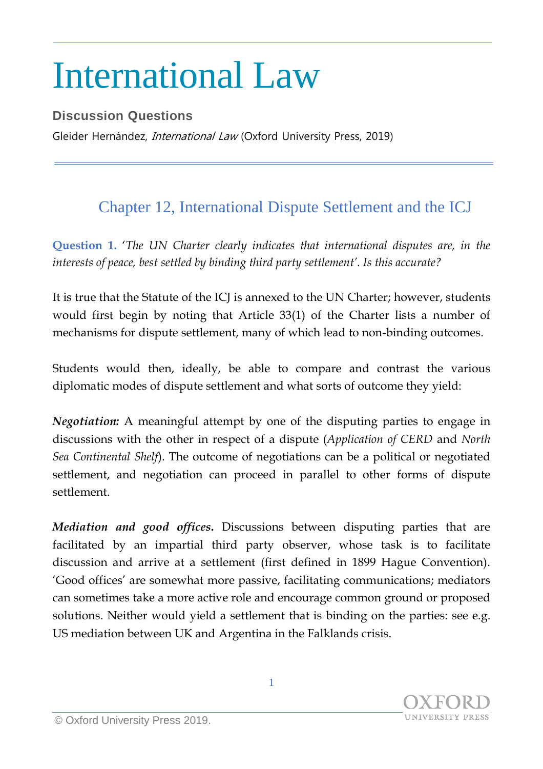# International Law

**Discussion Questions**

Gleider Hernández, *International Law* (Oxford University Press, 2019)

## Chapter 12, International Dispute Settlement and the ICJ

**Question 1.** *'The UN Charter clearly indicates that international disputes are, in the interests of peace, best settled by binding third party settlement'. Is this accurate?*

It is true that the Statute of the ICJ is annexed to the UN Charter; however, students would first begin by noting that Article 33(1) of the Charter lists a number of mechanisms for dispute settlement, many of which lead to non-binding outcomes.

Students would then, ideally, be able to compare and contrast the various diplomatic modes of dispute settlement and what sorts of outcome they yield:

***Negotiation:*** A meaningful attempt by one of the disputing parties to engage in discussions with the other in respect of a dispute (*Application of CERD* and *North Sea Continental Shelf*). The outcome of negotiations can be a political or negotiated settlement, and negotiation can proceed in parallel to other forms of dispute settlement.

***Mediation and good offices.*** Discussions between disputing parties that are facilitated by an impartial third party observer, whose task is to facilitate discussion and arrive at a settlement (first defined in 1899 Hague Convention). 'Good offices' are somewhat more passive, facilitating communications; mediators can sometimes take a more active role and encourage common ground or proposed solutions. Neither would yield a settlement that is binding on the parties: see e.g. US mediation between UK and Argentina in the Falklands crisis.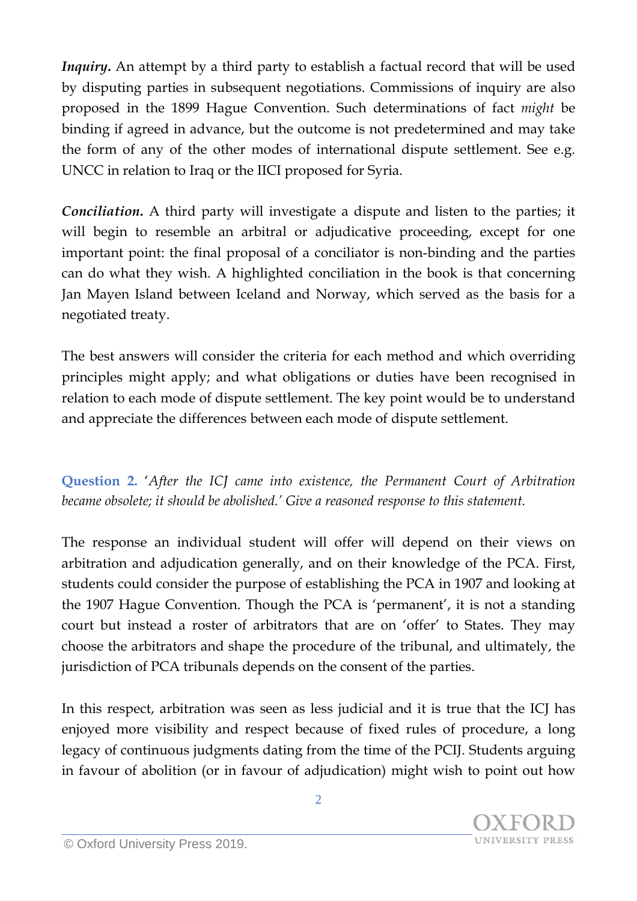***Inquiry.*** An attempt by a third party to establish a factual record that will be used by disputing parties in subsequent negotiations. Commissions of inquiry are also proposed in the 1899 Hague Convention. Such determinations of fact *might* be binding if agreed in advance, but the outcome is not predetermined and may take the form of any of the other modes of international dispute settlement. See e.g. UNCC in relation to Iraq or the IICI proposed for Syria.

***Conciliation.*** A third party will investigate a dispute and listen to the parties; it will begin to resemble an arbitral or adjudicative proceeding, except for one important point: the final proposal of a conciliator is non-binding and the parties can do what they wish. A highlighted conciliation in the book is that concerning Jan Mayen Island between Iceland and Norway, which served as the basis for a negotiated treaty.

The best answers will consider the criteria for each method and which overriding principles might apply; and what obligations or duties have been recognised in relation to each mode of dispute settlement. The key point would be to understand and appreciate the differences between each mode of dispute settlement.

**Question 2.** *'After the ICJ came into existence, the Permanent Court of Arbitration became obsolete; it should be abolished.' Give a reasoned response to this statement.*

The response an individual student will offer will depend on their views on arbitration and adjudication generally, and on their knowledge of the PCA. First, students could consider the purpose of establishing the PCA in 1907 and looking at the 1907 Hague Convention. Though the PCA is 'permanent', it is not a standing court but instead a roster of arbitrators that are on 'offer' to States. They may choose the arbitrators and shape the procedure of the tribunal, and ultimately, the jurisdiction of PCA tribunals depends on the consent of the parties.

In this respect, arbitration was seen as less judicial and it is true that the ICJ has enjoyed more visibility and respect because of fixed rules of procedure, a long legacy of continuous judgments dating from the time of the PCIJ. Students arguing in favour of abolition (or in favour of adjudication) might wish to point out how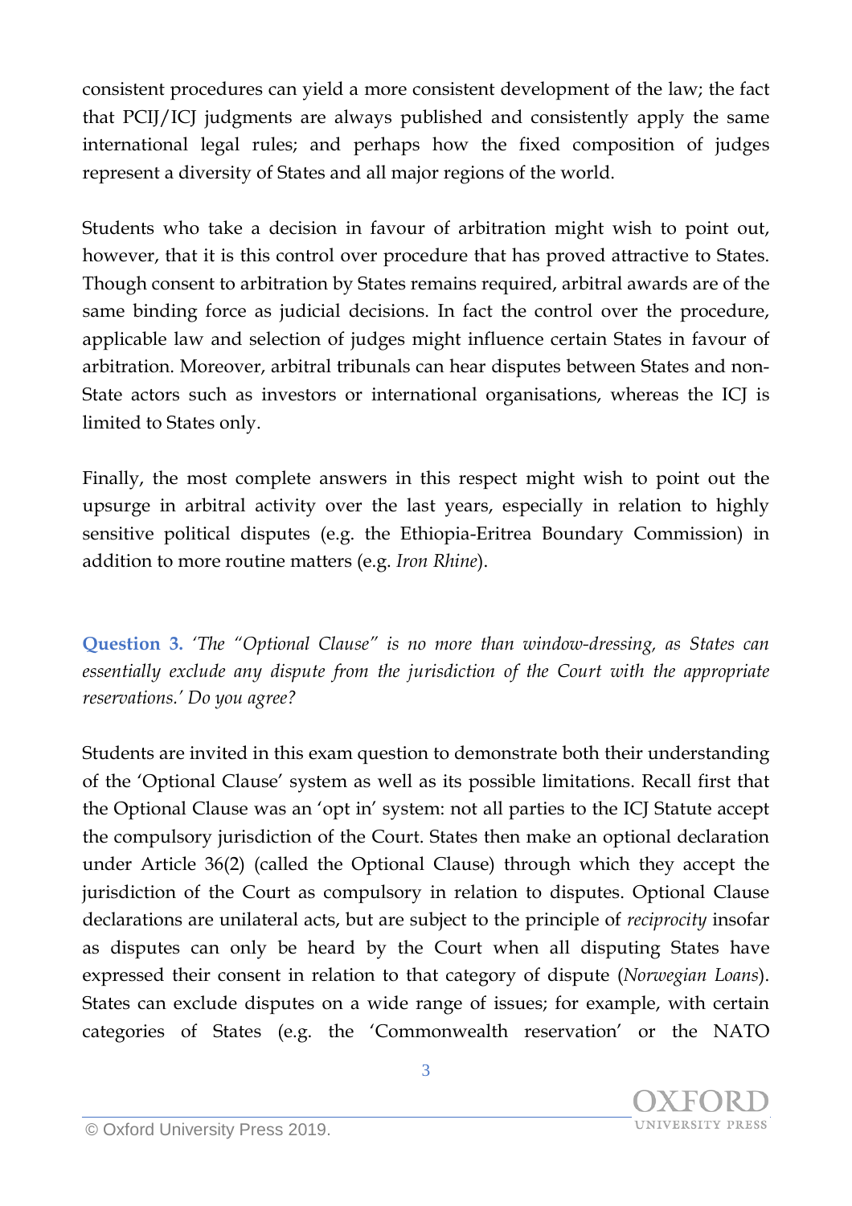consistent procedures can yield a more consistent development of the law; the fact that PCIJ/ICJ judgments are always published and consistently apply the same international legal rules; and perhaps how the fixed composition of judges represent a diversity of States and all major regions of the world.

Students who take a decision in favour of arbitration might wish to point out, however, that it is this control over procedure that has proved attractive to States. Though consent to arbitration by States remains required, arbitral awards are of the same binding force as judicial decisions. In fact the control over the procedure, applicable law and selection of judges might influence certain States in favour of arbitration. Moreover, arbitral tribunals can hear disputes between States and non-State actors such as investors or international organisations, whereas the ICJ is limited to States only.

Finally, the most complete answers in this respect might wish to point out the upsurge in arbitral activity over the last years, especially in relation to highly sensitive political disputes (e.g. the Ethiopia-Eritrea Boundary Commission) in addition to more routine matters (e.g. *Iron Rhine*).

**Question 3.** *'The "Optional Clause" is no more than window-dressing, as States can essentially exclude any dispute from the jurisdiction of the Court with the appropriate reservations.' Do you agree?*

Students are invited in this exam question to demonstrate both their understanding of the 'Optional Clause' system as well as its possible limitations. Recall first that the Optional Clause was an 'opt in' system: not all parties to the ICJ Statute accept the compulsory jurisdiction of the Court. States then make an optional declaration under Article 36(2) (called the Optional Clause) through which they accept the jurisdiction of the Court as compulsory in relation to disputes. Optional Clause declarations are unilateral acts, but are subject to the principle of *reciprocity* insofar as disputes can only be heard by the Court when all disputing States have expressed their consent in relation to that category of dispute (*Norwegian Loans*). States can exclude disputes on a wide range of issues; for example, with certain categories of States (e.g. the 'Commonwealth reservation' or the NATO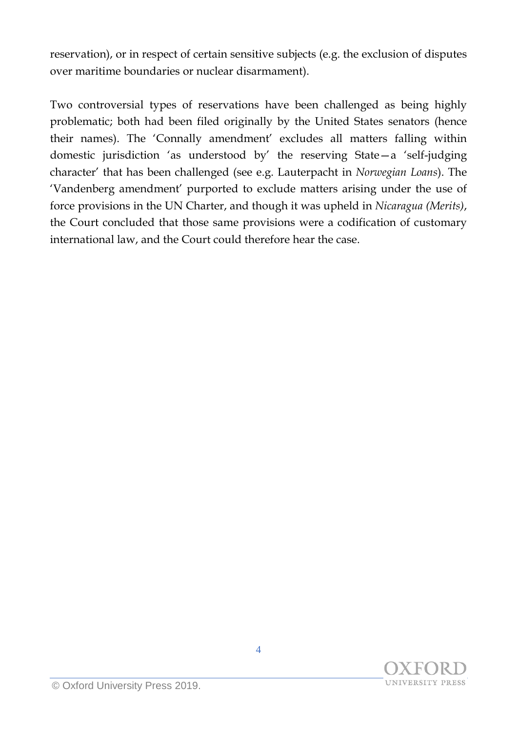reservation), or in respect of certain sensitive subjects (e.g. the exclusion of disputes over maritime boundaries or nuclear disarmament).

Two controversial types of reservations have been challenged as being highly problematic; both had been filed originally by the United States senators (hence their names). The 'Connally amendment' excludes all matters falling within domestic jurisdiction 'as understood by' the reserving State—a 'self-judging character' that has been challenged (see e.g. Lauterpacht in *Norwegian Loans*). The 'Vandenberg amendment' purported to exclude matters arising under the use of force provisions in the UN Charter, and though it was upheld in *Nicaragua (Merits)*, the Court concluded that those same provisions were a codification of customary international law, and the Court could therefore hear the case.